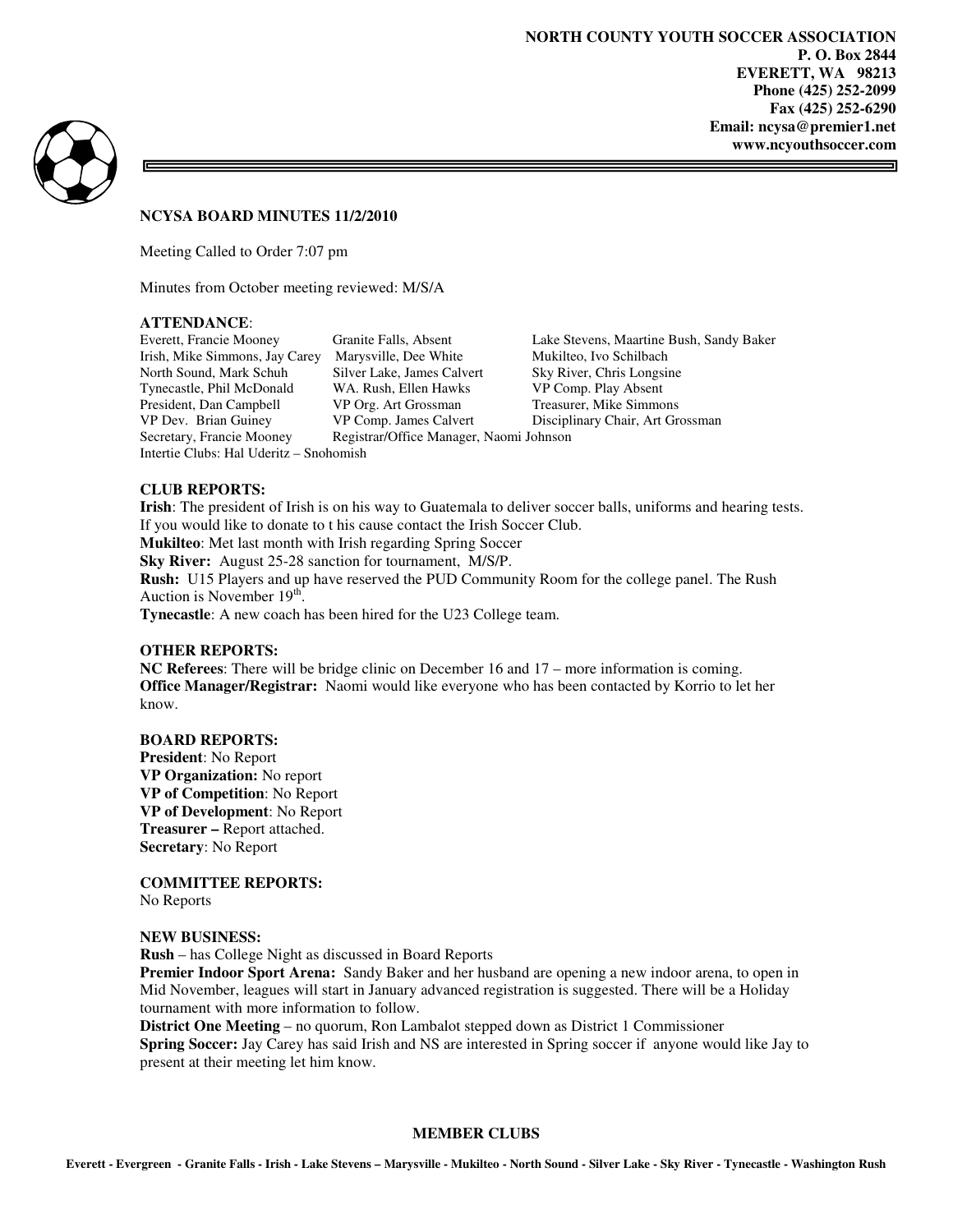**NORTH COUNTY YOUTH SOCCER ASSOCIATION**
**P. O. Box 2844**
**EVERETT, WA 98213**
**Phone (425) 252-2099**
**Fax (425) 252-6290**
**Email: ncysa@premier1.net**
**www.ncyouthsoccer.com**

## NCYSA BOARD MINUTES 11/2/2010

Meeting Called to Order 7:07 pm

Minutes from October meeting reviewed: M/S/A

**ATTENDANCE**:

| | | |
|---|---|---|
| Everett, Francie Mooney | Granite Falls, Absent | Lake Stevens, Maartine Bush, Sandy Baker |
| Irish, Mike Simmons, Jay Carey | Marysville, Dee White | Mukilteo, Ivo Schilbach |
| North Sound, Mark Schuh | Silver Lake, James Calvert | Sky River, Chris Longsine |
| Tynecastle, Phil McDonald | WA. Rush, Ellen Hawks | VP Comp. Play Absent |
| President, Dan Campbell | VP Org. Art Grossman | Treasurer, Mike Simmons |
| VP Dev. Brian Guiney | VP Comp. James Calvert | Disciplinary Chair, Art Grossman |
| Secretary, Francie Mooney | Registrar/Office Manager, Naomi Johnson | |

Intertie Clubs: Hal Uderitz – Snohomish

**CLUB REPORTS:**

**Irish**: The president of Irish is on his way to Guatemala to deliver soccer balls, uniforms and hearing tests. If you would like to donate to t his cause contact the Irish Soccer Club.

**Mukilteo**: Met last month with Irish regarding Spring Soccer

**Sky River:** August 25-28 sanction for tournament, M/S/P.

**Rush:** U15 Players and up have reserved the PUD Community Room for the college panel. The Rush Auction is November 19th.

**Tynecastle**: A new coach has been hired for the U23 College team.

**OTHER REPORTS:**

**NC Referees**: There will be bridge clinic on December 16 and 17 – more information is coming.

**Office Manager/Registrar:** Naomi would like everyone who has been contacted by Korrio to let her know.

**BOARD REPORTS:**

**President**: No Report
**VP Organization:** No report
**VP of Competition**: No Report
**VP of Development**: No Report
**Treasurer –** Report attached.
**Secretary**: No Report

**COMMITTEE REPORTS:**

No Reports

**NEW BUSINESS:**

**Rush** – has College Night as discussed in Board Reports

**Premier Indoor Sport Arena:** Sandy Baker and her husband are opening a new indoor arena, to open in Mid November, leagues will start in January advanced registration is suggested. There will be a Holiday tournament with more information to follow.

**District One Meeting** – no quorum, Ron Lambalot stepped down as District 1 Commissioner

**Spring Soccer:** Jay Carey has said Irish and NS are interested in Spring soccer if anyone would like Jay to present at their meeting let him know.

**MEMBER CLUBS**

**Everett - Evergreen - Granite Falls - Irish - Lake Stevens – Marysville - Mukilteo - North Sound - Silver Lake - Sky River - Tynecastle - Washington Rush**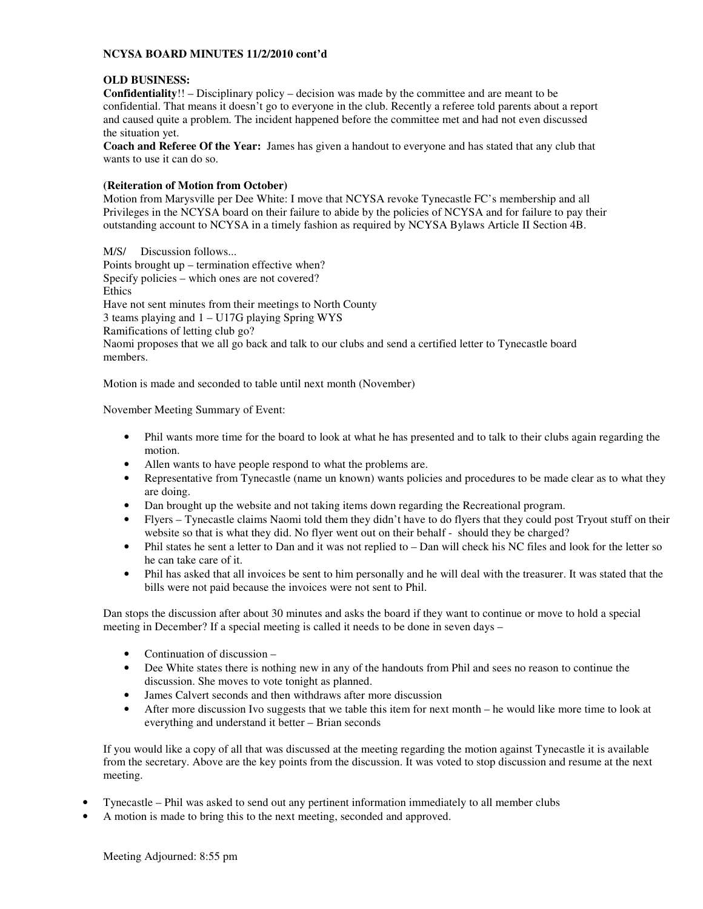**NCYSA BOARD MINUTES 11/2/2010 cont'd**

**OLD BUSINESS:**

**Confidentiality**!! – Disciplinary policy – decision was made by the committee and are meant to be confidential. That means it doesn't go to everyone in the club. Recently a referee told parents about a report and caused quite a problem. The incident happened before the committee met and had not even discussed the situation yet.

**Coach and Referee Of the Year:** James has given a handout to everyone and has stated that any club that wants to use it can do so.

**(Reiteration of Motion from October)**

Motion from Marysville per Dee White: I move that NCYSA revoke Tynecastle FC's membership and all Privileges in the NCYSA board on their failure to abide by the policies of NCYSA and for failure to pay their outstanding account to NCYSA in a timely fashion as required by NCYSA Bylaws Article II Section 4B.

M/S/ Discussion follows...
Points brought up – termination effective when?
Specify policies – which ones are not covered?
Ethics
Have not sent minutes from their meetings to North County
3 teams playing and 1 – U17G playing Spring WYS
Ramifications of letting club go?
Naomi proposes that we all go back and talk to our clubs and send a certified letter to Tynecastle board members.

Motion is made and seconded to table until next month (November)

November Meeting Summary of Event:

- Phil wants more time for the board to look at what he has presented and to talk to their clubs again regarding the motion.
- Allen wants to have people respond to what the problems are.
- Representative from Tynecastle (name un known) wants policies and procedures to be made clear as to what they are doing.
- Dan brought up the website and not taking items down regarding the Recreational program.
- Flyers – Tynecastle claims Naomi told them they didn't have to do flyers that they could post Tryout stuff on their website so that is what they did. No flyer went out on their behalf - should they be charged?
- Phil states he sent a letter to Dan and it was not replied to – Dan will check his NC files and look for the letter so he can take care of it.
- Phil has asked that all invoices be sent to him personally and he will deal with the treasurer. It was stated that the bills were not paid because the invoices were not sent to Phil.

Dan stops the discussion after about 30 minutes and asks the board if they want to continue or move to hold a special meeting in December? If a special meeting is called it needs to be done in seven days –

- Continuation of discussion –
- Dee White states there is nothing new in any of the handouts from Phil and sees no reason to continue the discussion. She moves to vote tonight as planned.
- James Calvert seconds and then withdraws after more discussion
- After more discussion Ivo suggests that we table this item for next month – he would like more time to look at everything and understand it better – Brian seconds

If you would like a copy of all that was discussed at the meeting regarding the motion against Tynecastle it is available from the secretary. Above are the key points from the discussion. It was voted to stop discussion and resume at the next meeting.

- Tynecastle – Phil was asked to send out any pertinent information immediately to all member clubs
- A motion is made to bring this to the next meeting, seconded and approved.

Meeting Adjourned: 8:55 pm